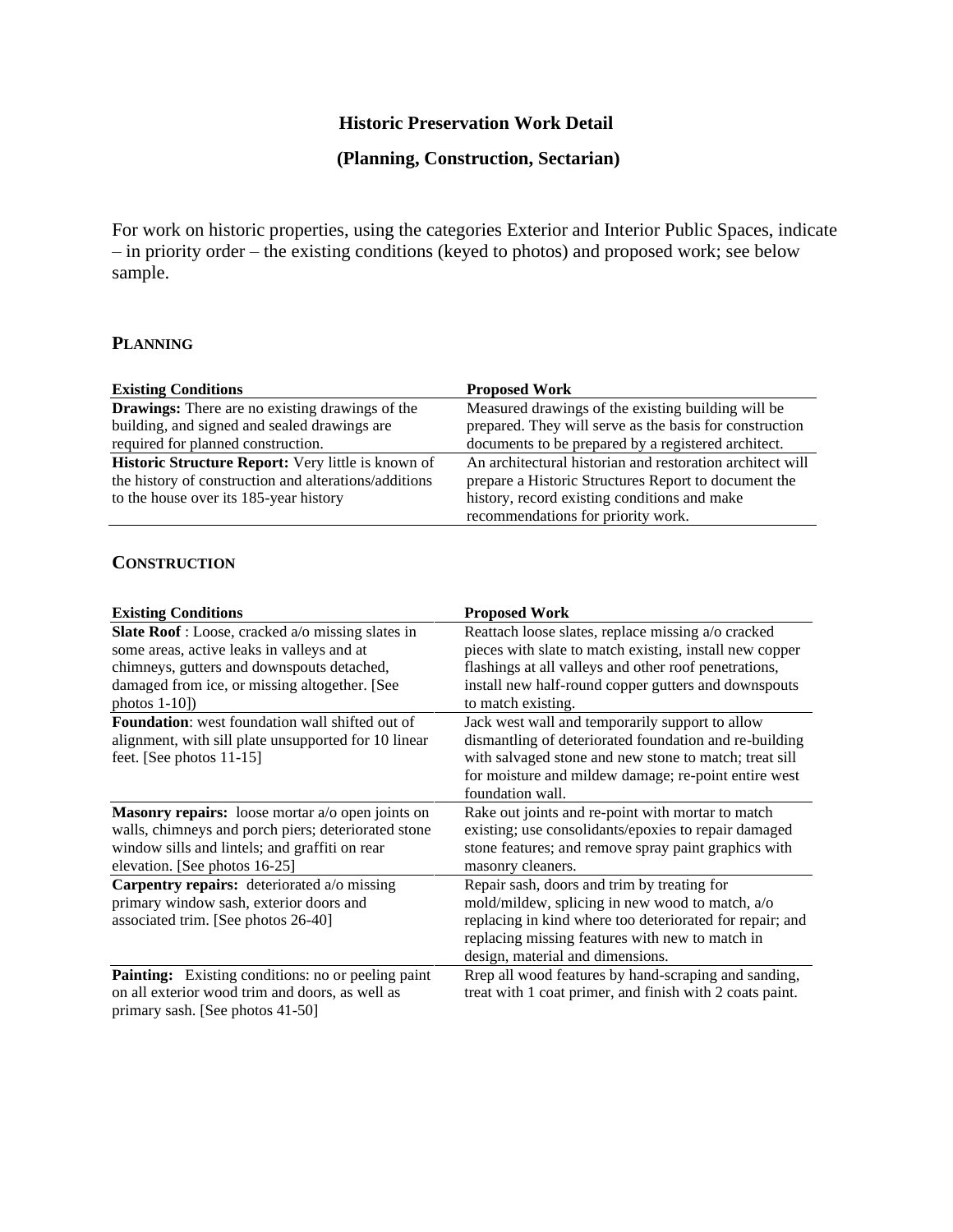# Historic Preservation Work Detail

## (Planning, Construction, Sectarian)

For work on historic properties, using the categories Exterior and Interior Public Spaces, indicate – in priority order – the existing conditions (keyed to photos) and proposed work; see below sample.

### PLANNING

| Existing Conditions | Proposed Work |
|---|---|
| **Drawings:** There are no existing drawings of the building, and signed and sealed drawings are required for planned construction. | Measured drawings of the existing building will be prepared. They will serve as the basis for construction documents to be prepared by a registered architect. |
| **Historic Structure Report:** Very little is known of the history of construction and alterations/additions to the house over its 185-year history | An architectural historian and restoration architect will prepare a Historic Structures Report to document the history, record existing conditions and make recommendations for priority work. |

### CONSTRUCTION

| Existing Conditions | Proposed Work |
|---|---|
| **Slate Roof** : Loose, cracked a/o missing slates in some areas, active leaks in valleys and at chimneys, gutters and downspouts detached, damaged from ice, or missing altogether. [See photos 1-10]) | Reattach loose slates, replace missing a/o cracked pieces with slate to match existing, install new copper flashings at all valleys and other roof penetrations, install new half-round copper gutters and downspouts to match existing. |
| **Foundation**: west foundation wall shifted out of alignment, with sill plate unsupported for 10 linear feet. [See photos 11-15] | Jack west wall and temporarily support to allow dismantling of deteriorated foundation and re-building with salvaged stone and new stone to match; treat sill for moisture and mildew damage; re-point entire west foundation wall. |
| **Masonry repairs:** loose mortar a/o open joints on walls, chimneys and porch piers; deteriorated stone window sills and lintels; and graffiti on rear elevation. [See photos 16-25] | Rake out joints and re-point with mortar to match existing; use consolidants/epoxies to repair damaged stone features; and remove spray paint graphics with masonry cleaners. |
| **Carpentry repairs:** deteriorated a/o missing primary window sash, exterior doors and associated trim. [See photos 26-40] | Repair sash, doors and trim by treating for mold/mildew, splicing in new wood to match, a/o replacing in kind where too deteriorated for repair; and replacing missing features with new to match in design, material and dimensions. |
| **Painting:** Existing conditions: no or peeling paint on all exterior wood trim and doors, as well as primary sash. [See photos 41-50] | Rrep all wood features by hand-scraping and sanding, treat with 1 coat primer, and finish with 2 coats paint. |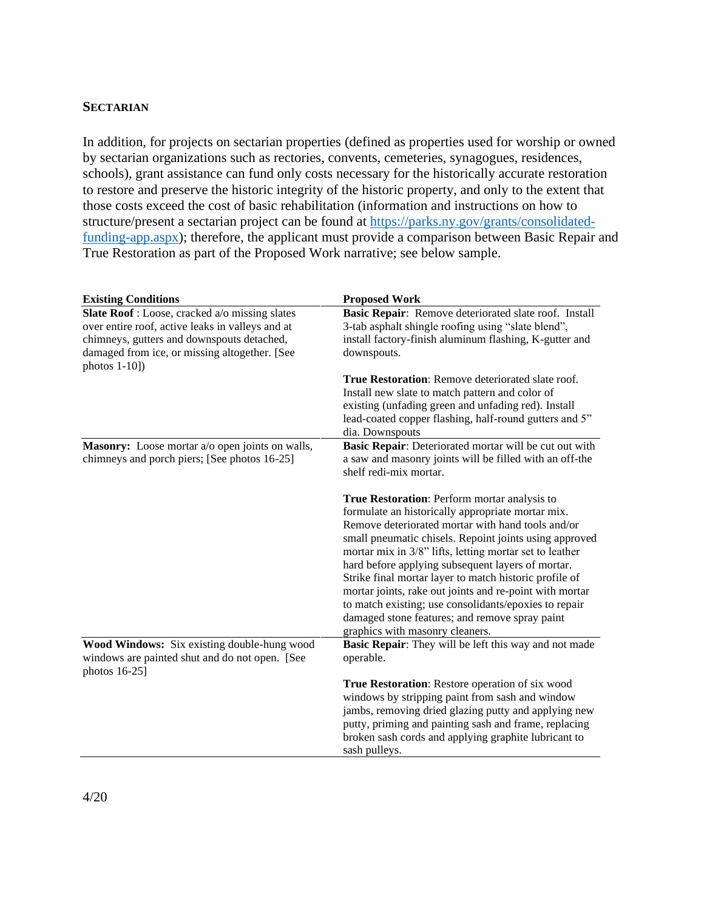## SECTARIAN

In addition, for projects on sectarian properties (defined as properties used for worship or owned by sectarian organizations such as rectories, convents, cemeteries, synagogues, residences, schools), grant assistance can fund only costs necessary for the historically accurate restoration to restore and preserve the historic integrity of the historic property, and only to the extent that those costs exceed the cost of basic rehabilitation (information and instructions on how to structure/present a sectarian project can be found at https://parks.ny.gov/grants/consolidated-funding-app.aspx); therefore, the applicant must provide a comparison between Basic Repair and True Restoration as part of the Proposed Work narrative; see below sample.

| Existing Conditions | Proposed Work |
|---|---|
| **Slate Roof** : Loose, cracked a/o missing slates over entire roof, active leaks in valleys and at chimneys, gutters and downspouts detached, damaged from ice, or missing altogether. [See photos 1-10]) | **Basic Repair**: Remove deteriorated slate roof. Install 3-tab asphalt shingle roofing using "slate blend", install factory-finish aluminum flashing, K-gutter and downspouts. |
| | **True Restoration**: Remove deteriorated slate roof. Install new slate to match pattern and color of existing (unfading green and unfading red). Install lead-coated copper flashing, half-round gutters and 5" dia. Downspouts |
| **Masonry:** Loose mortar a/o open joints on walls, chimneys and porch piers; [See photos 16-25] | **Basic Repair**: Deteriorated mortar will be cut out with a saw and masonry joints will be filled with an off-the shelf redi-mix mortar.<br><br>**True Restoration**: Perform mortar analysis to formulate an historically appropriate mortar mix. Remove deteriorated mortar with hand tools and/or small pneumatic chisels. Repoint joints using approved mortar mix in 3/8" lifts, letting mortar set to leather hard before applying subsequent layers of mortar. Strike final mortar layer to match historic profile of mortar joints, rake out joints and re-point with mortar to match existing; use consolidants/epoxies to repair damaged stone features; and remove spray paint graphics with masonry cleaners. |
| **Wood Windows:** Six existing double-hung wood windows are painted shut and do not open. [See photos 16-25] | **Basic Repair**: They will be left this way and not made operable.<br><br>**True Restoration**: Restore operation of six wood windows by stripping paint from sash and window jambs, removing dried glazing putty and applying new putty, priming and painting sash and frame, replacing broken sash cords and applying graphite lubricant to sash pulleys. |

4/20